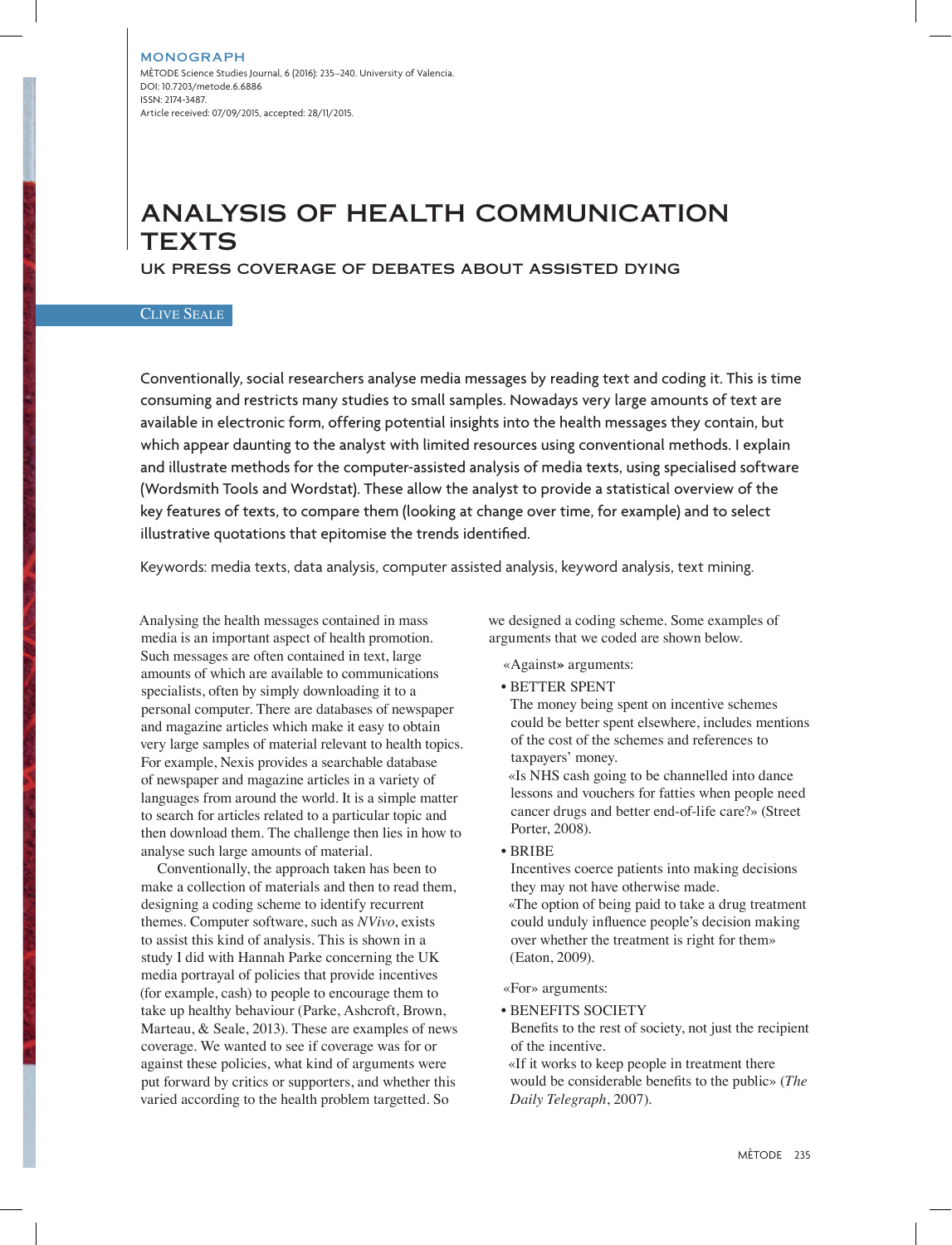MONOGRAPH

MÈTODE Science Studies Journal, 6 (2016): 235–240. University of Valencia.
DOI: 10.7203/metode.6.6886
ISSN: 2174-3487.
Article received: 07/09/2015, accepted: 28/11/2015.

# ANALYSIS OF HEALTH COMMUNICATION TEXTS

## UK PRESS COVERAGE OF DEBATES ABOUT ASSISTED DYING

CLIVE SEALE

Conventionally, social researchers analyse media messages by reading text and coding it. This is time consuming and restricts many studies to small samples. Nowadays very large amounts of text are available in electronic form, offering potential insights into the health messages they contain, but which appear daunting to the analyst with limited resources using conventional methods. I explain and illustrate methods for the computer-assisted analysis of media texts, using specialised software (Wordsmith Tools and Wordstat). These allow the analyst to provide a statistical overview of the key features of texts, to compare them (looking at change over time, for example) and to select illustrative quotations that epitomise the trends identified.

Keywords: media texts, data analysis, computer assisted analysis, keyword analysis, text mining.

Analysing the health messages contained in mass media is an important aspect of health promotion. Such messages are often contained in text, large amounts of which are available to communications specialists, often by simply downloading it to a personal computer. There are databases of newspaper and magazine articles which make it easy to obtain very large samples of material relevant to health topics. For example, Nexis provides a searchable database of newspaper and magazine articles in a variety of languages from around the world. It is a simple matter to search for articles related to a particular topic and then download them. The challenge then lies in how to analyse such large amounts of material.

Conventionally, the approach taken has been to make a collection of materials and then to read them, designing a coding scheme to identify recurrent themes. Computer software, such as *NVivo*, exists to assist this kind of analysis. This is shown in a study I did with Hannah Parke concerning the UK media portrayal of policies that provide incentives (for example, cash) to people to encourage them to take up healthy behaviour (Parke, Ashcroft, Brown, Marteau, & Seale, 2013). These are examples of news coverage. We wanted to see if coverage was for or against these policies, what kind of arguments were put forward by critics or supporters, and whether this varied according to the health problem targetted. So we designed a coding scheme. Some examples of arguments that we coded are shown below.

«Against» arguments:

- BETTER SPENT
  The money being spent on incentive schemes could be better spent elsewhere, includes mentions of the cost of the schemes and references to taxpayers' money.
  «Is NHS cash going to be channelled into dance lessons and vouchers for fatties when people need cancer drugs and better end-of-life care?» (Street Porter, 2008).
- BRIBE
  Incentives coerce patients into making decisions they may not have otherwise made.
  «The option of being paid to take a drug treatment could unduly influence people's decision making over whether the treatment is right for them» (Eaton, 2009).

«For» arguments:

- BENEFITS SOCIETY
  Benefits to the rest of society, not just the recipient of the incentive.
  «If it works to keep people in treatment there would be considerable benefits to the public» (*The Daily Telegraph*, 2007).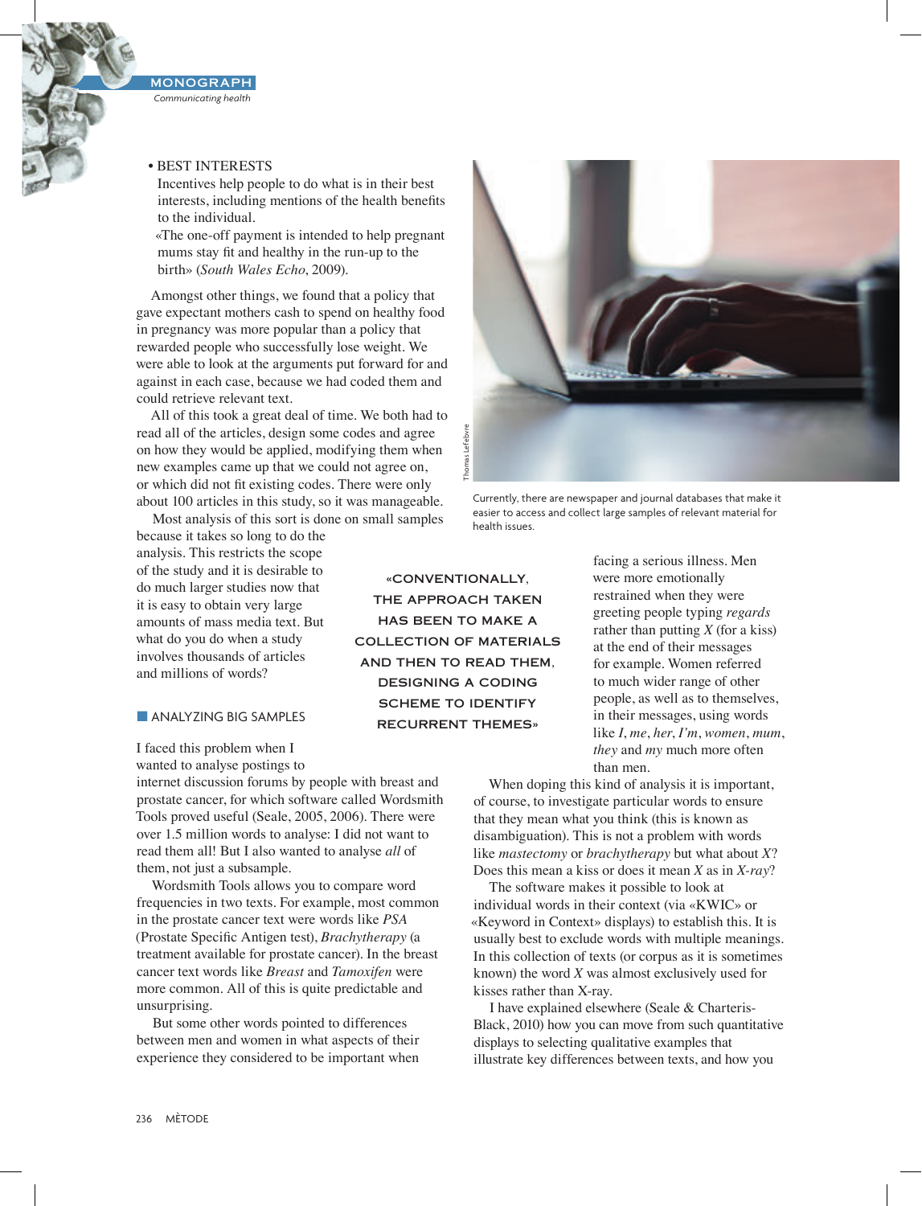- BEST INTERESTS
  Incentives help people to do what is in their best interests, including mentions of the health benefits to the individual.
  «The one-off payment is intended to help pregnant mums stay fit and healthy in the run-up to the birth» (*South Wales Echo*, 2009).

Amongst other things, we found that a policy that gave expectant mothers cash to spend on healthy food in pregnancy was more popular than a policy that rewarded people who successfully lose weight. We were able to look at the arguments put forward for and against in each case, because we had coded them and could retrieve relevant text.

All of this took a great deal of time. We both had to read all of the articles, design some codes and agree on how they would be applied, modifying them when new examples came up that we could not agree on, or which did not fit existing codes. There were only about 100 articles in this study, so it was manageable.

Most analysis of this sort is done on small samples because it takes so long to do the analysis. This restricts the scope of the study and it is desirable to do much larger studies now that it is easy to obtain very large amounts of mass media text. But what do you do when a study involves thousands of articles and millions of words?

Currently, there are newspaper and journal databases that make it easier to access and collect large samples of relevant material for health issues.

«CONVENTIONALLY, THE APPROACH TAKEN HAS BEEN TO MAKE A COLLECTION OF MATERIALS AND THEN TO READ THEM, DESIGNING A CODING SCHEME TO IDENTIFY RECURRENT THEMES»

## ANALYZING BIG SAMPLES

I faced this problem when I wanted to analyse postings to internet discussion forums by people with breast and prostate cancer, for which software called Wordsmith Tools proved useful (Seale, 2005, 2006). There were over 1.5 million words to analyse: I did not want to read them all! But I also wanted to analyse *all* of them, not just a subsample.

Wordsmith Tools allows you to compare word frequencies in two texts. For example, most common in the prostate cancer text were words like *PSA* (Prostate Specific Antigen test), *Brachytherapy* (a treatment available for prostate cancer). In the breast cancer text words like *Breast* and *Tamoxifen* were more common. All of this is quite predictable and unsurprising.

But some other words pointed to differences between men and women in what aspects of their experience they considered to be important when facing a serious illness. Men were more emotionally restrained when they were greeting people typing *regards* rather than putting *X* (for a kiss) at the end of their messages for example. Women referred to much wider range of other people, as well as to themselves, in their messages, using words like *I*, *me*, *her*, *I'm*, *women*, *mum*, *they* and *my* much more often than men.

When doping this kind of analysis it is important, of course, to investigate particular words to ensure that they mean what you think (this is known as disambiguation). This is not a problem with words like *mastectomy* or *brachytherapy* but what about *X*? Does this mean a kiss or does it mean *X* as in *X-ray*?

The software makes it possible to look at individual words in their context (via «KWIC» or «Keyword in Context» displays) to establish this. It is usually best to exclude words with multiple meanings. In this collection of texts (or corpus as it is sometimes known) the word *X* was almost exclusively used for kisses rather than X-ray.

I have explained elsewhere (Seale & Charteris-Black, 2010) how you can move from such quantitative displays to selecting qualitative examples that illustrate key differences between texts, and how you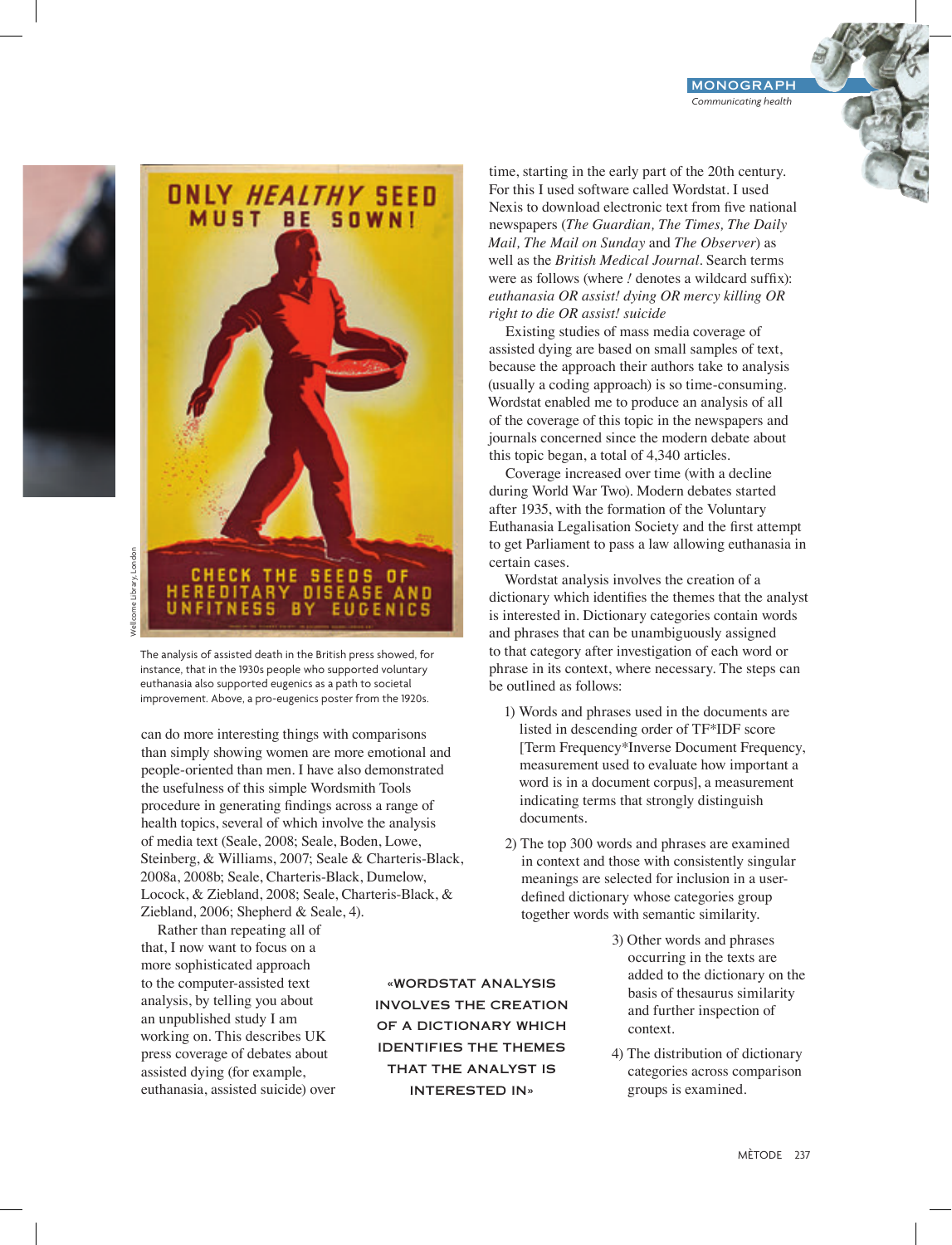The analysis of assisted death in the British press showed, for instance, that in the 1930s people who supported voluntary euthanasia also supported eugenics as a path to societal improvement. Above, a pro-eugenics poster from the 1920s.

can do more interesting things with comparisons than simply showing women are more emotional and people-oriented than men. I have also demonstrated the usefulness of this simple Wordsmith Tools procedure in generating findings across a range of health topics, several of which involve the analysis of media text (Seale, 2008; Seale, Boden, Lowe, Steinberg, & Williams, 2007; Seale & Charteris-Black, 2008a, 2008b; Seale, Charteris-Black, Dumelow, Locock, & Ziebland, 2008; Seale, Charteris-Black, & Ziebland, 2006; Shepherd & Seale, 4).

Rather than repeating all of that, I now want to focus on a more sophisticated approach to the computer-assisted text analysis, by telling you about an unpublished study I am working on. This describes UK press coverage of debates about assisted dying (for example, euthanasia, assisted suicide) over time, starting in the early part of the 20th century. For this I used software called Wordstat. I used Nexis to download electronic text from five national newspapers (*The Guardian, The Times, The Daily Mail, The Mail on Sunday* and *The Observer*) as well as the *British Medical Journal*. Search terms were as follows (where *!* denotes a wildcard suffix): *euthanasia OR assist! dying OR mercy killing OR right to die OR assist! suicide*

Existing studies of mass media coverage of assisted dying are based on small samples of text, because the approach their authors take to analysis (usually a coding approach) is so time-consuming. Wordstat enabled me to produce an analysis of all of the coverage of this topic in the newspapers and journals concerned since the modern debate about this topic began, a total of 4,340 articles.

Coverage increased over time (with a decline during World War Two). Modern debates started after 1935, with the formation of the Voluntary Euthanasia Legalisation Society and the first attempt to get Parliament to pass a law allowing euthanasia in certain cases.

Wordstat analysis involves the creation of a dictionary which identifies the themes that the analyst is interested in. Dictionary categories contain words and phrases that can be unambiguously assigned to that category after investigation of each word or phrase in its context, where necessary. The steps can be outlined as follows:

1) Words and phrases used in the documents are listed in descending order of TF*IDF score [Term Frequency*Inverse Document Frequency, measurement used to evaluate how important a word is in a document corpus], a measurement indicating terms that strongly distinguish documents.

2) The top 300 words and phrases are examined in context and those with consistently singular meanings are selected for inclusion in a user-defined dictionary whose categories group together words with semantic similarity.

3) Other words and phrases occurring in the texts are added to the dictionary on the basis of thesaurus similarity and further inspection of context.

4) The distribution of dictionary categories across comparison groups is examined.

«WORDSTAT ANALYSIS INVOLVES THE CREATION OF A DICTIONARY WHICH IDENTIFIES THE THEMES THAT THE ANALYST IS INTERESTED IN»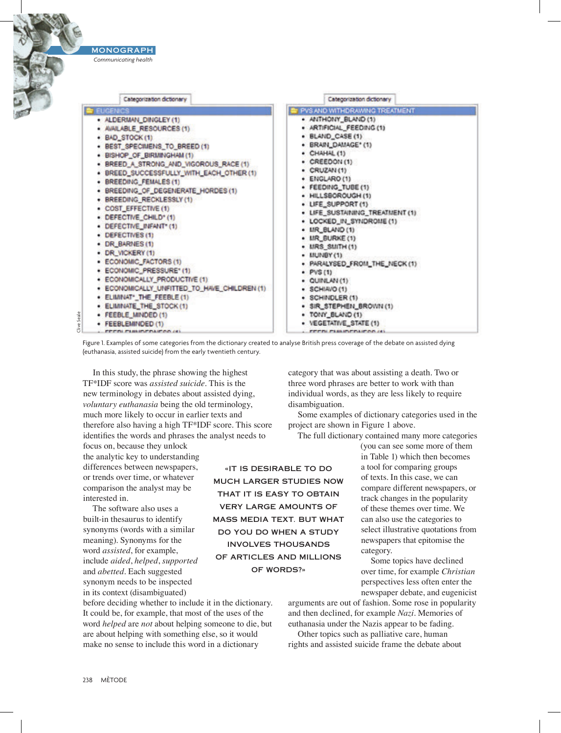Categorization dictionary

EUGENICS

- ALDERMAN_DINGLEY (1)
- AVAILABLE_RESOURCES (1)
- BAD_STOCK (1)
- BEST_SPECIMENS_TO_BREED (1)
- BISHOP_OF_BIRMINGHAM (1)
- BREED_A_STRONG_AND_VIGOROUS_RACE (1)
- BREED_SUCCESSFULLY_WITH_EACH_OTHER (1)
- BREEDING_FEMALES (1)
- BREEDING_OF_DEGENERATE_HORDES (1)
- BREEDING_RECKLESSLY (1)
- COST_EFFECTIVE (1)
- DEFECTIVE_CHILD* (1)
- DEFECTIVE_INFANT* (1)
- DEFECTIVES (1)
- DR_BARNES (1)
- DR_VICKERY (1)
- ECONOMIC_FACTORS (1)
- ECONOMIC_PRESSURE* (1)
- ECONOMICALLY_PRODUCTIVE (1)
- ECONOMICALLY_UNFITTED_TO_HAVE_CHILDREN (1)
- ELIMINAT*_THE_FEEBLE (1)
- ELIMINATE_THE_STOCK (1)
- FEEBLE_MINDED (1)
- FEEBLEMINDED (1)

Categorization dictionary

PVS AND WITHDRAWING TREATMENT

- ANTHONY_BLAND (1)
- ARTIFICIAL_FEEDING (1)
- BLAND_CASE (1)
- BRAIN_DAMAGE* (1)
- CHAHAL (1)
- CREEDON (1)
- CRUZAN (1)
- ENGLARO (1)
- FEEDING_TUBE (1)
- HILLSBOROUGH (1)
- LIFE_SUPPORT (1)
- LIFE_SUSTAINING_TREATMENT (1)
- LOCKED_IN_SYNDROME (1)
- MR_BLAND (1)
- MR_BURKE (1)
- MRS_SMITH (1)
- MUNBY (1)
- PARALYSED_FROM_THE_NECK (1)
- PVS (1)
- QUINLAN (1)
- SCHIAVO (1)
- SCHINDLER (1)
- SIR_STEPHEN_BROWN (1)
- TONY_BLAND (1)
- VEGETATIVE_STATE (1)

Figure 1. Examples of some categories from the dictionary created to analyse British press coverage of the debate on assisted dying (euthanasia, assisted suicide) from the early twentieth century.

In this study, the phrase showing the highest TF*IDF score was *assisted suicide*. This is the new terminology in debates about assisted dying, *voluntary euthanasia* being the old terminology, much more likely to occur in earlier texts and therefore also having a high TF*IDF score. This score identifies the words and phrases the analyst needs to focus on, because they unlock the analytic key to understanding differences between newspapers, or trends over time, or whatever comparison the analyst may be interested in.

The software also uses a built-in thesaurus to identify synonyms (words with a similar meaning). Synonyms for the word *assisted*, for example, include *aided*, *helped*, *supported* and *abetted*. Each suggested synonym needs to be inspected in its context (disambiguated) before deciding whether to include it in the dictionary. It could be, for example, that most of the uses of the word *helped* are *not* about helping someone to die, but are about helping with something else, so it would make no sense to include this word in a dictionary category that was about assisting a death. Two or three word phrases are better to work with than individual words, as they are less likely to require disambiguation.

Some examples of dictionary categories used in the project are shown in Figure 1 above.

The full dictionary contained many more categories (you can see some more of them in Table 1) which then becomes a tool for comparing groups of texts. In this case, we can compare different newspapers, or track changes in the popularity of these themes over time. We can also use the categories to select illustrative quotations from newspapers that epitomise the category.

> «IT IS DESIRABLE TO DO MUCH LARGER STUDIES NOW THAT IT IS EASY TO OBTAIN VERY LARGE AMOUNTS OF MASS MEDIA TEXT. BUT WHAT DO YOU DO WHEN A STUDY INVOLVES THOUSANDS OF ARTICLES AND MILLIONS OF WORDS?»

Some topics have declined over time, for example *Christian* perspectives less often enter the newspaper debate, and eugenicist arguments are out of fashion. Some rose in popularity and then declined, for example *Nazi*. Memories of euthanasia under the Nazis appear to be fading.

Other topics such as palliative care, human rights and assisted suicide frame the debate about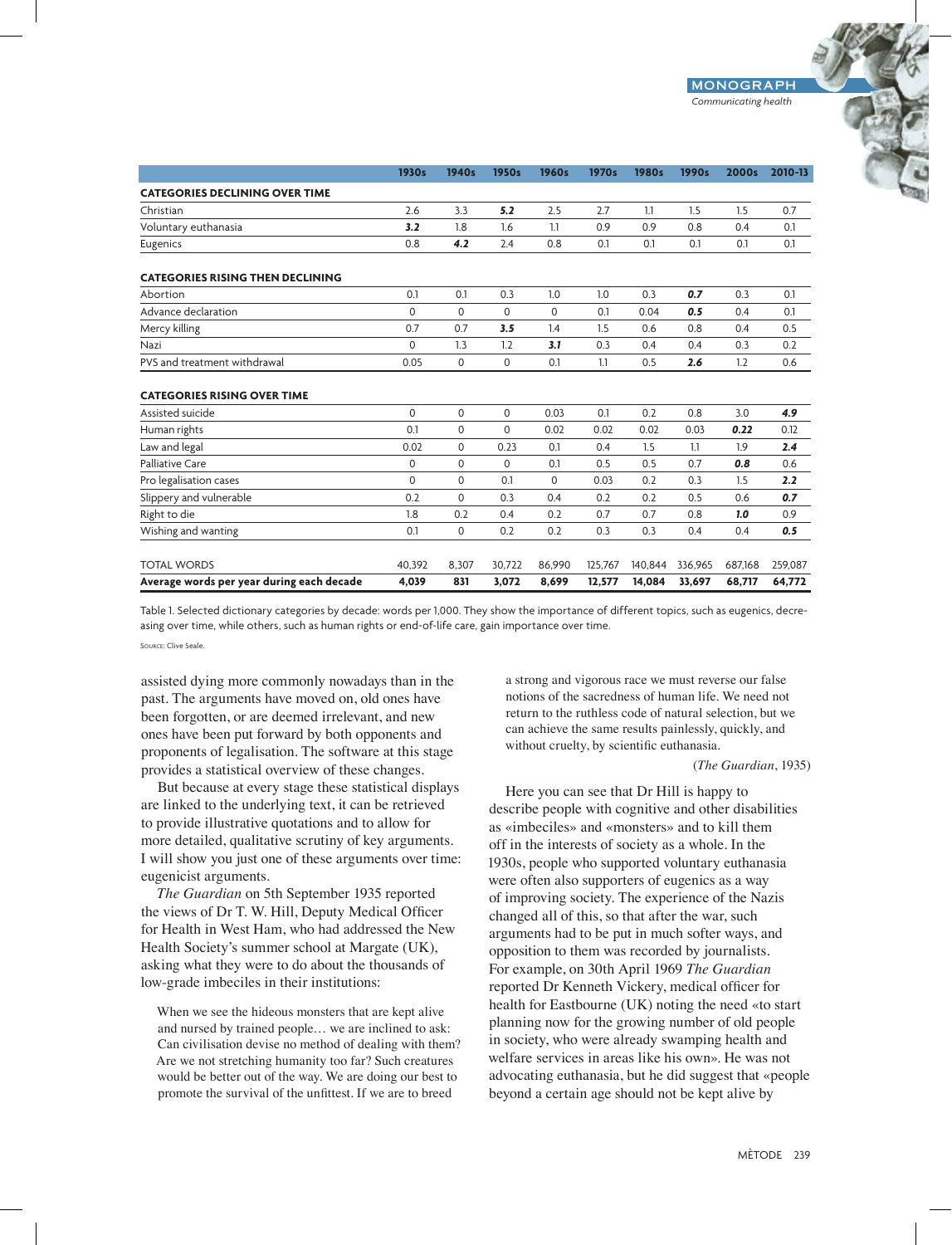| | 1930s | 1940s | 1950s | 1960s | 1970s | 1980s | 1990s | 2000s | 2010-13 |
|---|---|---|---|---|---|---|---|---|---|
| **CATEGORIES DECLINING OVER TIME** | | | | | | | | | |
| Christian | 2.6 | 3.3 | ***5.2*** | 2.5 | 2.7 | 1.1 | 1.5 | 1.5 | 0.7 |
| Voluntary euthanasia | ***3.2*** | 1.8 | 1.6 | 1.1 | 0.9 | 0.9 | 0.8 | 0.4 | 0.1 |
| Eugenics | 0.8 | ***4.2*** | 2.4 | 0.8 | 0.1 | 0.1 | 0.1 | 0.1 | 0.1 |
| **CATEGORIES RISING THEN DECLINING** | | | | | | | | | |
| Abortion | 0.1 | 0.1 | 0.3 | 1.0 | 1.0 | 0.3 | ***0.7*** | 0.3 | 0.1 |
| Advance declaration | 0 | 0 | 0 | 0 | 0.1 | 0.04 | ***0.5*** | 0.4 | 0.1 |
| Mercy killing | 0.7 | 0.7 | ***3.5*** | 1.4 | 1.5 | 0.6 | 0.8 | 0.4 | 0.5 |
| Nazi | 0 | 1.3 | 1.2 | ***3.1*** | 0.3 | 0.4 | 0.4 | 0.3 | 0.2 |
| PVS and treatment withdrawal | 0.05 | 0 | 0 | 0.1 | 1.1 | 0.5 | ***2.6*** | 1.2 | 0.6 |
| **CATEGORIES RISING OVER TIME** | | | | | | | | | |
| Assisted suicide | 0 | 0 | 0 | 0.03 | 0.1 | 0.2 | 0.8 | 3.0 | ***4.9*** |
| Human rights | 0.1 | 0 | 0 | 0.02 | 0.02 | 0.02 | 0.03 | ***0.22*** | 0.12 |
| Law and legal | 0.02 | 0 | 0.23 | 0.1 | 0.4 | 1.5 | 1.1 | 1.9 | ***2.4*** |
| Palliative Care | 0 | 0 | 0 | 0.1 | 0.5 | 0.5 | 0.7 | ***0.8*** | 0.6 |
| Pro legalisation cases | 0 | 0 | 0.1 | 0 | 0.03 | 0.2 | 0.3 | 1.5 | ***2.2*** |
| Slippery and vulnerable | 0.2 | 0 | 0.3 | 0.4 | 0.2 | 0.2 | 0.5 | 0.6 | ***0.7*** |
| Right to die | 1.8 | 0.2 | 0.4 | 0.2 | 0.7 | 0.7 | 0.8 | ***1.0*** | 0.9 |
| Wishing and wanting | 0.1 | 0 | 0.2 | 0.2 | 0.3 | 0.3 | 0.4 | 0.4 | ***0.5*** |
| TOTAL WORDS | 40,392 | 8,307 | 30,722 | 86,990 | 125,767 | 140,844 | 336,965 | 687,168 | 259,087 |
| **Average words per year during each decade** | **4,039** | **831** | **3,072** | **8,699** | **12,577** | **14,084** | **33,697** | **68,717** | **64,772** |

Table 1. Selected dictionary categories by decade: words per 1,000. They show the importance of different topics, such as eugenics, decreasing over time, while others, such as human rights or end-of-life care, gain importance over time.

Source: Clive Seale.

assisted dying more commonly nowadays than in the past. The arguments have moved on, old ones have been forgotten, or are deemed irrelevant, and new ones have been put forward by both opponents and proponents of legalisation. The software at this stage provides a statistical overview of these changes.

But because at every stage these statistical displays are linked to the underlying text, it can be retrieved to provide illustrative quotations and to allow for more detailed, qualitative scrutiny of key arguments. I will show you just one of these arguments over time: eugenicist arguments.

*The Guardian* on 5th September 1935 reported the views of Dr T. W. Hill, Deputy Medical Officer for Health in West Ham, who had addressed the New Health Society's summer school at Margate (UK), asking what they were to do about the thousands of low-grade imbeciles in their institutions:

> When we see the hideous monsters that are kept alive and nursed by trained people… we are inclined to ask: Can civilisation devise no method of dealing with them? Are we not stretching humanity too far? Such creatures would be better out of the way. We are doing our best to promote the survival of the unfittest. If we are to breed a strong and vigorous race we must reverse our false notions of the sacredness of human life. We need not return to the ruthless code of natural selection, but we can achieve the same results painlessly, quickly, and without cruelty, by scientific euthanasia.
>
> (*The Guardian*, 1935)

Here you can see that Dr Hill is happy to describe people with cognitive and other disabilities as «imbeciles» and «monsters» and to kill them off in the interests of society as a whole. In the 1930s, people who supported voluntary euthanasia were often also supporters of eugenics as a way of improving society. The experience of the Nazis changed all of this, so that after the war, such arguments had to be put in much softer ways, and opposition to them was recorded by journalists. For example, on 30th April 1969 *The Guardian* reported Dr Kenneth Vickery, medical officer for health for Eastbourne (UK) noting the need «to start planning now for the growing number of old people in society, who were already swamping health and welfare services in areas like his own». He was not advocating euthanasia, but he did suggest that «people beyond a certain age should not be kept alive by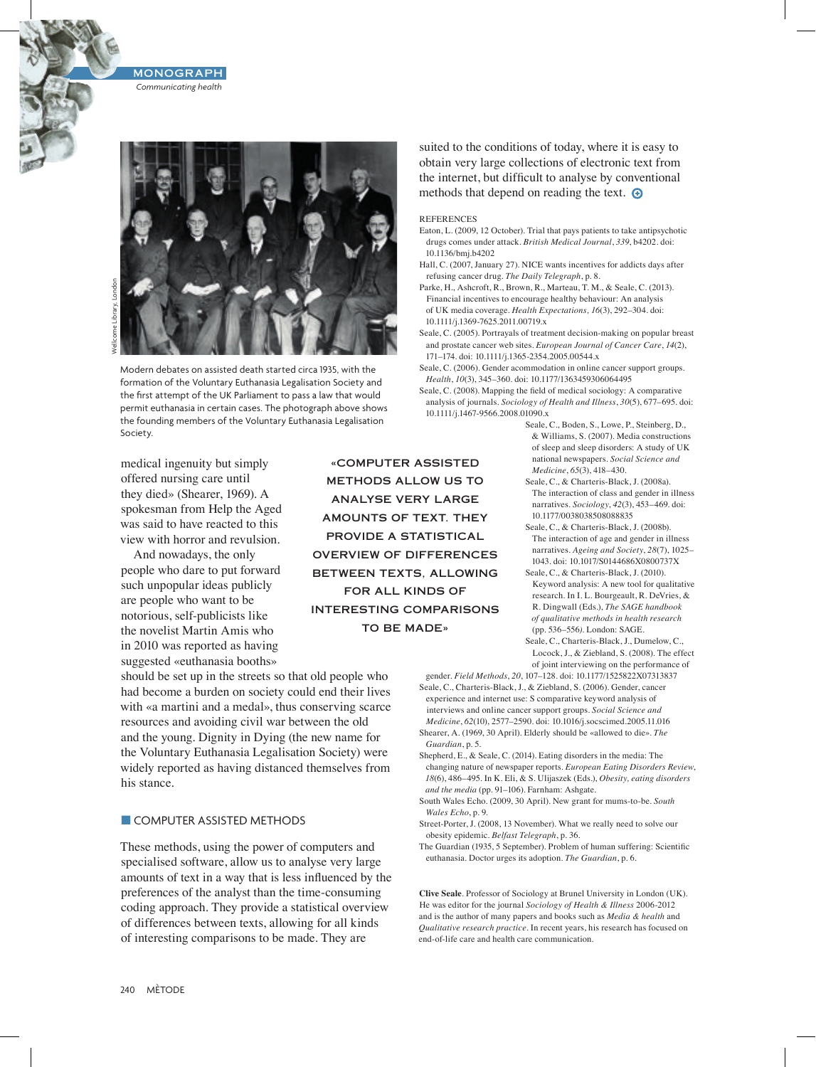Modern debates on assisted death started circa 1935, with the formation of the Voluntary Euthanasia Legalisation Society and the first attempt of the UK Parliament to pass a law that would permit euthanasia in certain cases. The photograph above shows the founding members of the Voluntary Euthanasia Legalisation Society.

Wellcome Library, London

medical ingenuity but simply offered nursing care until they died» (Shearer, 1969). A spokesman from Help the Aged was said to have reacted to this view with horror and revulsion.

And nowadays, the only people who dare to put forward such unpopular ideas publicly are people who want to be notorious, self-publicists like the novelist Martin Amis who in 2010 was reported as having suggested «euthanasia booths» should be set up in the streets so that old people who had become a burden on society could end their lives with «a martini and a medal», thus conserving scarce resources and avoiding civil war between the old and the young. Dignity in Dying (the new name for the Voluntary Euthanasia Legalisation Society) were widely reported as having distanced themselves from his stance.

> «COMPUTER ASSISTED METHODS ALLOW US TO ANALYSE VERY LARGE AMOUNTS OF TEXT. THEY PROVIDE A STATISTICAL OVERVIEW OF DIFFERENCES BETWEEN TEXTS, ALLOWING FOR ALL KINDS OF INTERESTING COMPARISONS TO BE MADE»

## COMPUTER ASSISTED METHODS

These methods, using the power of computers and specialised software, allow us to analyse very large amounts of text in a way that is less influenced by the preferences of the analyst than the time-consuming coding approach. They provide a statistical overview of differences between texts, allowing for all kinds of interesting comparisons to be made. They are suited to the conditions of today, where it is easy to obtain very large collections of electronic text from the internet, but difficult to analyse by conventional methods that depend on reading the text.

### REFERENCES

Eaton, L. (2009, 12 October). Trial that pays patients to take antipsychotic drugs comes under attack. *British Medical Journal*, *339*, b4202. doi: 10.1136/bmj.b4202

Hall, C. (2007, January 27). NICE wants incentives for addicts days after refusing cancer drug. *The Daily Telegraph*, p. 8.

Parke, H., Ashcroft, R., Brown, R., Marteau, T. M., & Seale, C. (2013). Financial incentives to encourage healthy behaviour: An analysis of UK media coverage. *Health Expectations*, *16*(3), 292–304. doi: 10.1111/j.1369-7625.2011.00719.x

Seale, C. (2005). Portrayals of treatment decision-making on popular breast and prostate cancer web sites. *European Journal of Cancer Care*, *14*(2), 171–174. doi: 10.1111/j.1365-2354.2005.00544.x

Seale, C. (2006). Gender acommodation in online cancer support groups. *Health*, *10*(3), 345–360. doi: 10.1177/1363459306064495

Seale, C. (2008). Mapping the field of medical sociology: A comparative analysis of journals. *Sociology of Health and Illness*, *30*(5), 677–695. doi: 10.1111/j.1467-9566.2008.01090.x

Seale, C., Boden, S., Lowe, P., Steinberg, D., & Williams, S. (2007). Media constructions of sleep and sleep disorders: A study of UK national newspapers. *Social Science and Medicine*, *65*(3), 418–430.

Seale, C., & Charteris-Black, J. (2008a). The interaction of class and gender in illness narratives. *Sociology*, *42*(3), 453–469. doi: 10.1177/0038038508088835

Seale, C., & Charteris-Black, J. (2008b). The interaction of age and gender in illness narratives. *Ageing and Society*, *28*(7), 1025–1043. doi: 10.1017/S0144686X0800737X

Seale, C., & Charteris-Black, J. (2010). Keyword analysis: A new tool for qualitative research. In I. L. Bourgeault, R. DeVries, & R. Dingwall (Eds.), *The SAGE handbook of qualitative methods in health research* (pp. 536–556). London: SAGE.

Seale, C., Charteris-Black, J., Dumelow, C., Locock, J., & Ziebland, S. (2008). The effect of joint interviewing on the performance of gender. *Field Methods*, *20*, 107–128. doi: 10.1177/1525822X07313837

Seale, C., Charteris-Black, J., & Ziebland, S. (2006). Gender, cancer experience and internet use: S comparative keyword analysis of interviews and online cancer support groups. *Social Science and Medicine*, *62*(10), 2577–2590. doi: 10.1016/j.socscimed.2005.11.016

Shearer, A. (1969, 30 April). Elderly should be «allowed to die». *The Guardian*, p. 5.

Shepherd, E., & Seale, C. (2014). Eating disorders in the media: The changing nature of newspaper reports. *European Eating Disorders Review*, *18*(6), 486–495. In K. Eli, & S. Ulijaszek (Eds.), *Obesity, eating disorders and the media* (pp. 91–106). Farnham: Ashgate.

South Wales Echo. (2009, 30 April). New grant for mums-to-be. *South Wales Echo*, p. 9.

Street-Porter, J. (2008, 13 November). What we really need to solve our obesity epidemic. *Belfast Telegraph*, p. 36.

The Guardian (1935, 5 September). Problem of human suffering: Scientific euthanasia. Doctor urges its adoption. *The Guardian*, p. 6.

**Clive Seale**. Professor of Sociology at Brunel University in London (UK). He was editor for the journal *Sociology of Health & Illness* 2006-2012 and is the author of many papers and books such as *Media & health* and *Qualitative research practice*. In recent years, his research has focused on end-of-life care and health care communication.